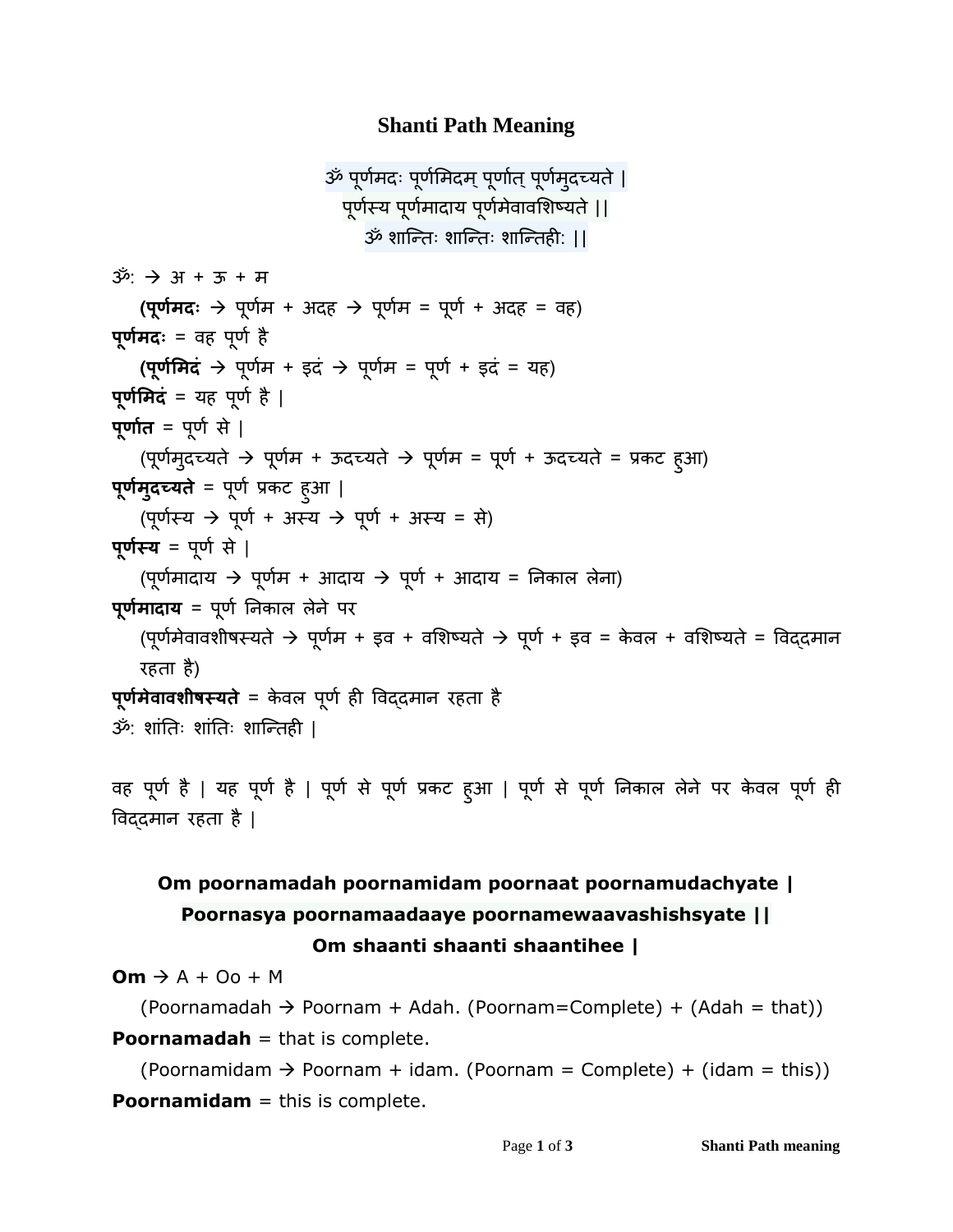# Shanti Path Meaning

ॐ पूर्णमदः पूर्णमिदम् पूर्णात् पूर्णमुदच्यते |
पूर्णस्य पूर्णमादाय पूर्णमेवावशिष्यते ||
ॐ शान्तिः शान्तिः शान्तिहीः ||

ॐ: → अ + ऊ + म

(**पूर्णमदः** → पूर्णम + अदह → पूर्णम = पूर्ण + अदह = वह)

**पूर्णमदः** = वह पूर्ण है

(**पूर्णमिदं** → पूर्णम + इदं → पूर्णम = पूर्ण + इदं = यह)

**पूर्णमिदं** = यह पूर्ण है |

**पूर्णात** = पूर्ण से |

(पूर्णमुदच्यते → पूर्णम + ऊदच्यते → पूर्णम = पूर्ण + ऊदच्यते = प्रकट हुआ)

**पूर्णमुदच्यते** = पूर्ण प्रकट हुआ |

(पूर्णस्य → पूर्ण + अस्य → पूर्ण + अस्य = से)

**पूर्णस्य** = पूर्ण से |

(पूर्णमादाय → पूर्णम + आदाय → पूर्ण + आदाय = निकाल लेना)

**पूर्णमादाय** = पूर्ण निकाल लेने पर

(पूर्णमेवावशीषस्यते → पूर्णम + इव + वशिष्यते → पूर्ण + इव = केवल + वशिष्यते = विद्दमान रहता है)

**पूर्णमेवावशीषस्यते** = केवल पूर्ण ही विद्दमान रहता है

ॐ: शांतिः शांतिः शान्तिही |

वह पूर्ण है | यह पूर्ण है | पूर्ण से पूर्ण प्रकट हुआ | पूर्ण से पूर्ण निकाल लेने पर केवल पूर्ण ही विद्दमान रहता है |

**Om poornamadah poornamidam poornaat poornamudachyate |**
**Poornasya poornamaadaaye poornamewaavashishsyate ||**
**Om shaanti shaanti shaantihee |**

**Om** → A + Oo + M

(Poornamadah → Poornam + Adah. (Poornam=Complete) + (Adah = that))

**Poornamadah** = that is complete.

(Poornamidam → Poornam + idam. (Poornam = Complete) + (idam = this))

**Poornamidam** = this is complete.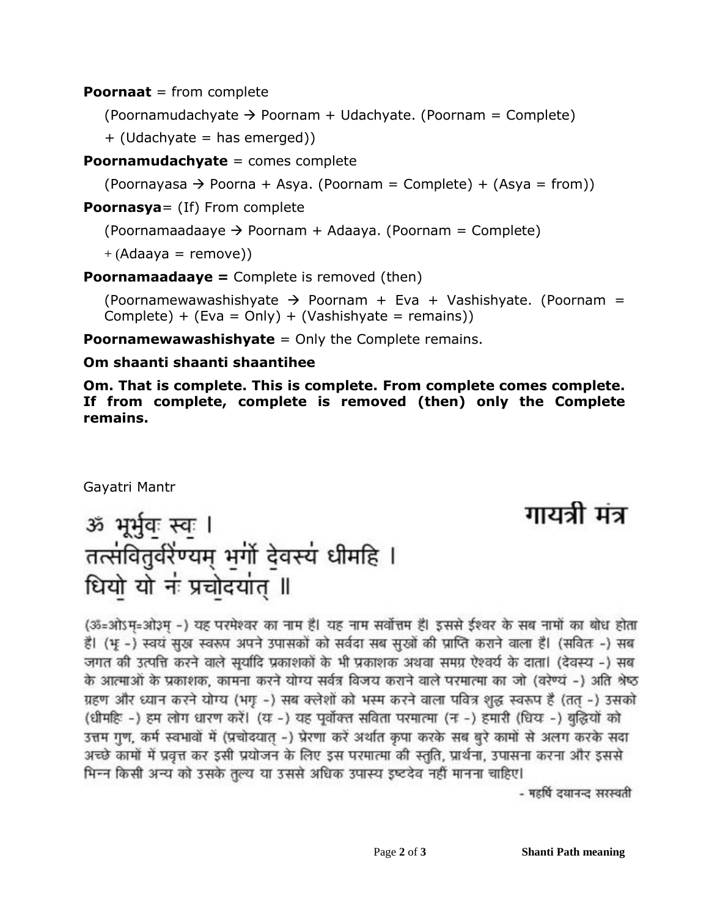**Poornaat** = from complete

(Poornamudachyate → Poornam + Udachyate. (Poornam = Complete) + (Udachyate = has emerged))

**Poornamudachyate** = comes complete

(Poornayasa → Poorna + Asya. (Poornam = Complete) + (Asya = from))

**Poornasya**= (If) From complete

(Poornamaadaaye → Poornam + Adaaya. (Poornam = Complete) + (Adaaya = remove))

**Poornamaadaaye =** Complete is removed (then)

(Poornamewawashishyate → Poornam + Eva + Vashishyate. (Poornam = Complete) + (Eva = Only) + (Vashishyate = remains))

**Poornamewawashishyate** = Only the Complete remains.

**Om shaanti shaanti shaantihee**

**Om. That is complete. This is complete. From complete comes complete. If from complete, complete is removed (then) only the Complete remains.**

Gayatri Mantr

# गायत्री मंत्र

ॐ भूर्भुवः स्वः ।
तत्सवितुर्वरेण्यम् भर्गो देवस्य धीमहि ।
धियो यो नः प्रचोदयात् ॥

(ॐ=ओऽम्=ओ३म् -) यह परमेश्वर का नाम है। यह नाम सर्वोत्तम है। इससे ईश्वर के सब नामों का बोध होता है। (भू -) स्वयं सुख स्वरूप अपने उपासकों को सर्वदा सब सुखों की प्राप्ति कराने वाला है। (सवितः -) सब जगत की उत्पत्ति करने वाले सूर्यादि प्रकाशकों के भी प्रकाशक अथवा समग्र ऐश्वर्य के दाता। (देवस्य -) सब के आत्माओं के प्रकाशक, कामना करने योग्य सर्वत्र विजय कराने वाले परमात्मा का जो (वरेण्यं -) अति श्रेष्ठ ग्रहण और ध्यान करने योग्य (भर्ग -) सब क्लेशों को भस्म करने वाला पवित्र शुद्ध स्वरूप है (तत् -) उसको (धीमहि -) हम लोग धारण करें। (यः -) यह पूर्वोक्त सविता परमात्मा (नः -) हमारी (धियः -) बुद्धियों को उत्तम गुण, कर्म स्वभावों में (प्रचोदयात् -) प्रेरणा करें अर्थात कृपा करके सब बुरे कामों से अलग करके सदा अच्छे कामों में प्रवृत्त कर इसी प्रयोजन के लिए इस परमात्मा की स्तुति, प्रार्थना, उपासना करना और इससे भिन्न किसी अन्य को उसके तुल्य या उससे अधिक उपास्य इष्टदेव नहीं मानना चाहिए।

- महर्षि दयानन्द सरस्वती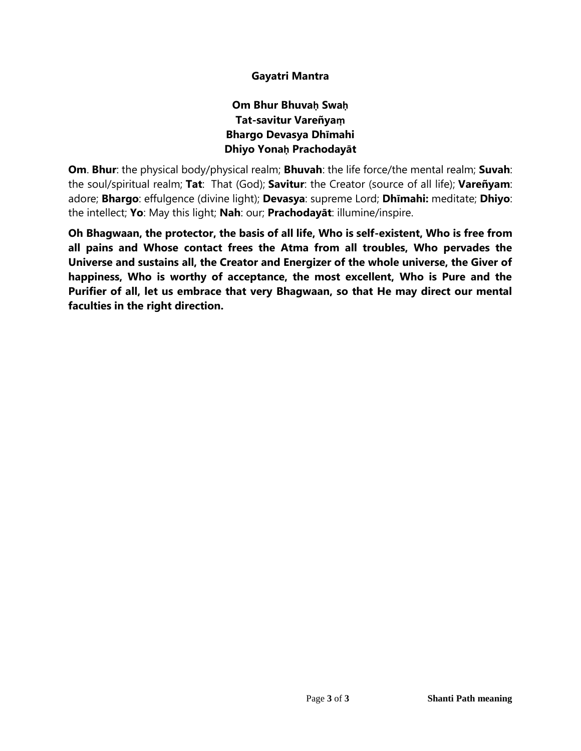## Gayatri Mantra

**Om Bhur Bhuvaḥ Swaḥ**
**Tat-savitur Vareñyaṃ**
**Bhargo Devasya Dhīmahi**
**Dhiyo Yonaḥ Prachodayāt**

**Om**. **Bhur**: the physical body/physical realm; **Bhuvah**: the life force/the mental realm; **Suvah**: the soul/spiritual realm; **Tat**: That (God); **Savitur**: the Creator (source of all life); **Vareñyam**: adore; **Bhargo**: effulgence (divine light); **Devasya**: supreme Lord; **Dhīmahi:** meditate; **Dhiyo**: the intellect; **Yo**: May this light; **Nah**: our; **Prachodayāt**: illumine/inspire.

**Oh Bhagwaan, the protector, the basis of all life, Who is self-existent, Who is free from all pains and Whose contact frees the Atma from all troubles, Who pervades the Universe and sustains all, the Creator and Energizer of the whole universe, the Giver of happiness, Who is worthy of acceptance, the most excellent, Who is Pure and the Purifier of all, let us embrace that very Bhagwaan, so that He may direct our mental faculties in the right direction.**